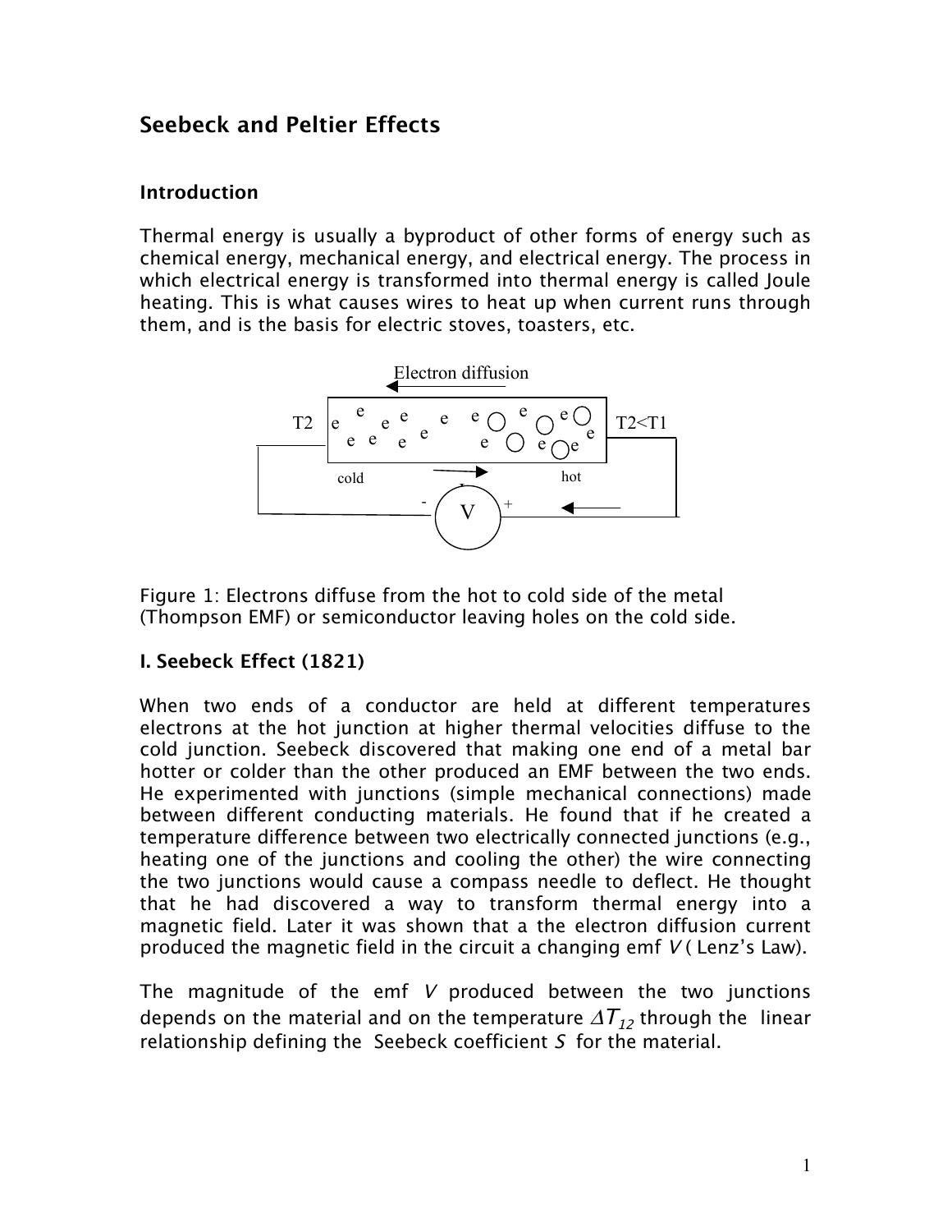## Seebeck and Peltier Effects

### Introduction

Thermal energy is usually a byproduct of other forms of energy such as chemical energy, mechanical energy, and electrical energy. The process in which electrical energy is transformed into thermal energy is called Joule heating. This is what causes wires to heat up when current runs through them, and is the basis for electric stoves, toasters, etc.

Figure 1: Electrons diffuse from the hot to cold side of the metal (Thompson EMF) or semiconductor leaving holes on the cold side.

### I. Seebeck Effect (1821)

When two ends of a conductor are held at different temperatures electrons at the hot junction at higher thermal velocities diffuse to the cold junction. Seebeck discovered that making one end of a metal bar hotter or colder than the other produced an EMF between the two ends. He experimented with junctions (simple mechanical connections) made between different conducting materials. He found that if he created a temperature difference between two electrically connected junctions (e.g., heating one of the junctions and cooling the other) the wire connecting the two junctions would cause a compass needle to deflect. He thought that he had discovered a way to transform thermal energy into a magnetic field. Later it was shown that a the electron diffusion current produced the magnetic field in the circuit a changing emf $V$ ( Lenz's Law).

The magnitude of the emf $V$ produced between the two junctions depends on the material and on the temperature $\Delta T_{12}$ through the linear relationship defining the Seebeck coefficient $S$ for the material.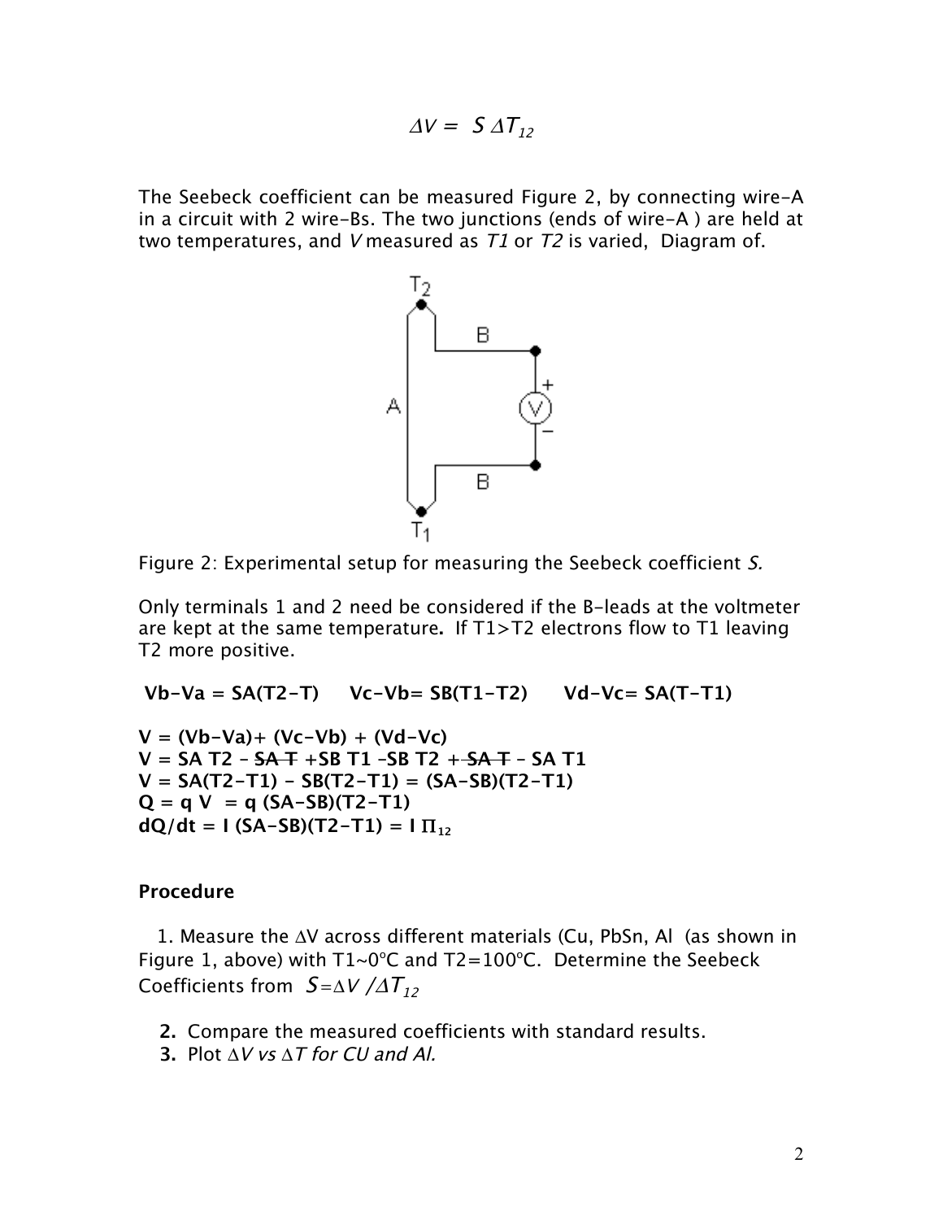$$\Delta V = S\,\Delta T_{12}$$

The Seebeck coefficient can be measured Figure 2, by connecting wire-A in a circuit with 2 wire-Bs. The two junctions (ends of wire-A ) are held at two temperatures, and *V* measured as *T1* or *T2* is varied, Diagram of.

Figure 2: Experimental setup for measuring the Seebeck coefficient *S.*

Only terminals 1 and 2 need be considered if the B-leads at the voltmeter are kept at the same temperature**.** If T1>T2 electrons flow to T1 leaving T2 more positive.

**Vb-Va = SA(T2-T)     Vc-Vb= SB(T1-T2)     Vd-Vc= SA(T-T1)**

**V = (Vb-Va)+ (Vc-Vb) + (Vd-Vc)**
**V = SA T2 – ~~SA T~~ +SB T1 –SB T2 + ~~SA T~~ – SA T1**
**V = SA(T2-T1) - SB(T2-T1) = (SA-SB)(T2-T1)**
**Q = q V  = q (SA-SB)(T2-T1)**
**dQ/dt = I (SA-SB)(T2-T1) = I $\Pi_{12}$**

**Procedure**

1. Measure the $\Delta$V across different materials (Cu, PbSn, Al (as shown in Figure 1, above) with T1~0ºC and T2=100ºC. Determine the Seebeck Coefficients from $S=\Delta V / \Delta T_{12}$
2. Compare the measured coefficients with standard results.
3. Plot $\Delta V$ *vs* $\Delta T$ *for CU and Al.*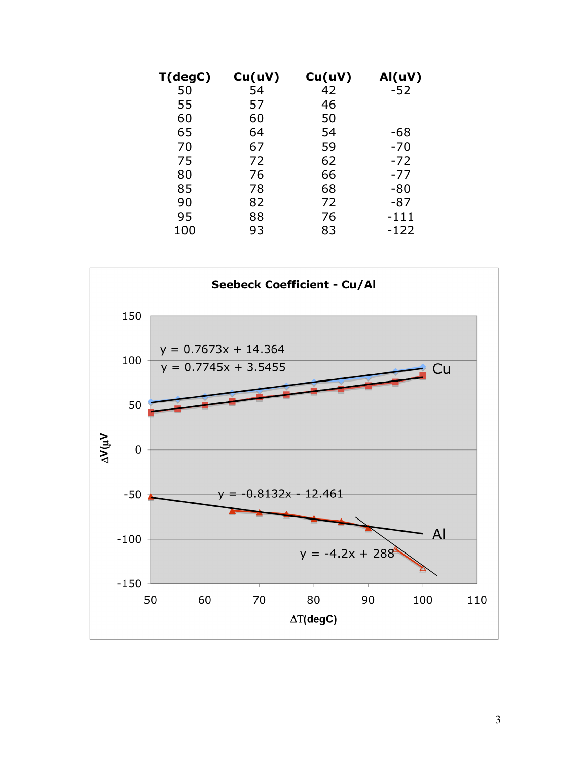| T(degC) | Cu(uV) | Cu(uV) | Al(uV) |
|---|---|---|---|
| 50 | 54 | 42 | -52 |
| 55 | 57 | 46 | |
| 60 | 60 | 50 | |
| 65 | 64 | 54 | -68 |
| 70 | 67 | 59 | -70 |
| 75 | 72 | 62 | -72 |
| 80 | 76 | 66 | -77 |
| 85 | 78 | 68 | -80 |
| 90 | 82 | 72 | -87 |
| 95 | 88 | 76 | -111 |
| 100 | 93 | 83 | -122 |

**Seebeck Coefficient - Cu/Al**

Cu: $y = 0.7673x + 14.364$

Cu: $y = 0.7745x + 3.5455$

Al: $y = -0.8132x - 12.461$

Al: $y = -4.2x + 288$

$\Delta V(\mu V)$ vs. $\Delta T$(degC)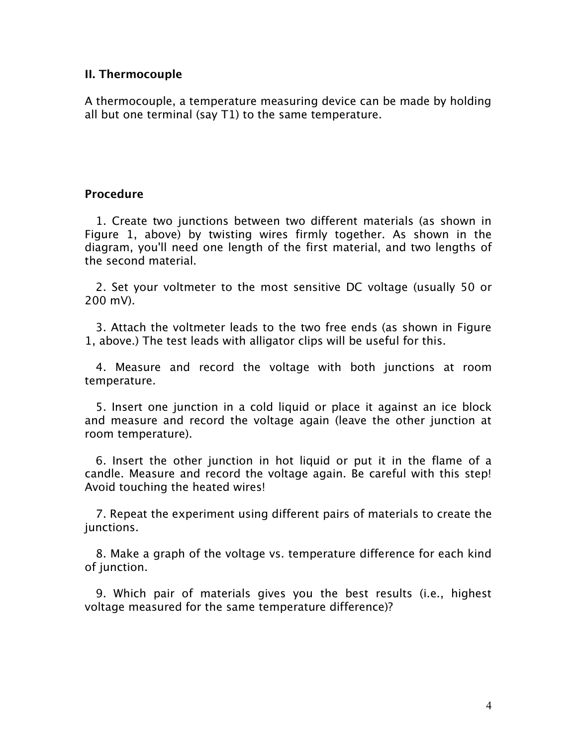## II. Thermocouple

A thermocouple, a temperature measuring device can be made by holding all but one terminal (say T1) to the same temperature.

### Procedure

1. Create two junctions between two different materials (as shown in Figure 1, above) by twisting wires firmly together. As shown in the diagram, you'll need one length of the first material, and two lengths of the second material.

2. Set your voltmeter to the most sensitive DC voltage (usually 50 or 200 mV).

3. Attach the voltmeter leads to the two free ends (as shown in Figure 1, above.) The test leads with alligator clips will be useful for this.

4. Measure and record the voltage with both junctions at room temperature.

5. Insert one junction in a cold liquid or place it against an ice block and measure and record the voltage again (leave the other junction at room temperature).

6. Insert the other junction in hot liquid or put it in the flame of a candle. Measure and record the voltage again. Be careful with this step! Avoid touching the heated wires!

7. Repeat the experiment using different pairs of materials to create the junctions.

8. Make a graph of the voltage vs. temperature difference for each kind of junction.

9. Which pair of materials gives you the best results (i.e., highest voltage measured for the same temperature difference)?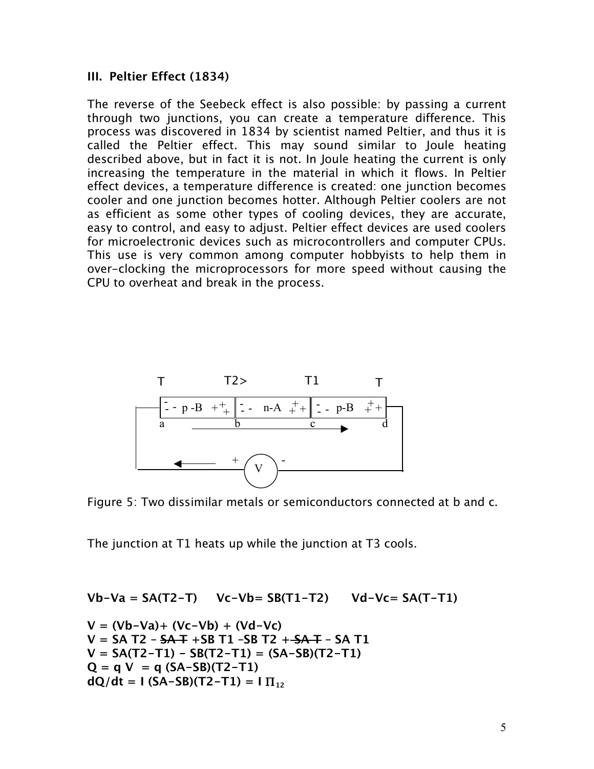### III. Peltier Effect (1834)

The reverse of the Seebeck effect is also possible: by passing a current through two junctions, you can create a temperature difference. This process was discovered in 1834 by scientist named Peltier, and thus it is called the Peltier effect. This may sound similar to Joule heating described above, but in fact it is not. In Joule heating the current is only increasing the temperature in the material in which it flows. In Peltier effect devices, a temperature difference is created: one junction becomes cooler and one junction becomes hotter. Although Peltier coolers are not as efficient as some other types of cooling devices, they are accurate, easy to control, and easy to adjust. Peltier effect devices are used coolers for microelectronic devices such as microcontrollers and computer CPUs. This use is very common among computer hobbyists to help them in over-clocking the microprocessors for more speed without causing the CPU to overheat and break in the process.

Figure 5: Two dissimilar metals or semiconductors connected at b and c.

The junction at T1 heats up while the junction at T3 cools.

**Vb-Va = SA(T2-T)     Vc-Vb= SB(T1-T2)     Vd-Vc= SA(T-T1)**

**V = (Vb-Va)+ (Vc-Vb) + (Vd-Vc)**
**V = SA T2 – ~~SA T~~ +SB T1 –SB T2 + ~~SA T~~ – SA T1**
**V = SA(T2-T1) - SB(T2-T1) = (SA-SB)(T2-T1)**
**Q = q V  = q (SA-SB)(T2-T1)**
**dQ/dt = I (SA-SB)(T2-T1) = I $\Pi_{12}$**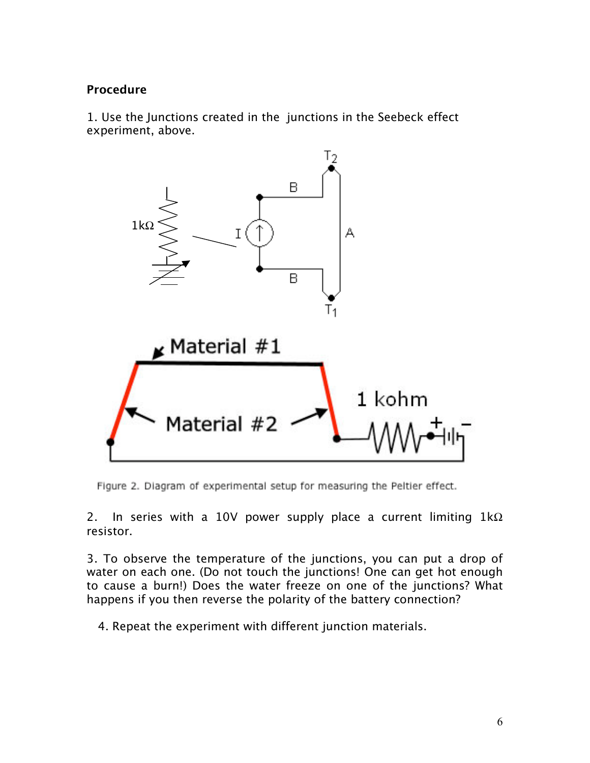**Procedure**

1. Use the Junctions created in the  junctions in the Seebeck effect experiment, above.

Figure 2. Diagram of experimental setup for measuring the Peltier effect.

2. In series with a 10V power supply place a current limiting 1kΩ resistor.

3. To observe the temperature of the junctions, you can put a drop of water on each one. (Do not touch the junctions! One can get hot enough to cause a burn!) Does the water freeze on one of the junctions? What happens if you then reverse the polarity of the battery connection?

4. Repeat the experiment with different junction materials.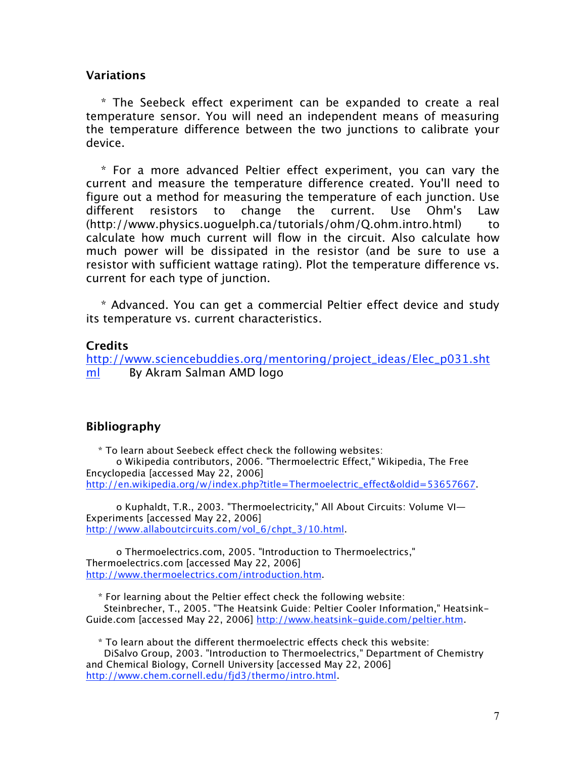## Variations

* The Seebeck effect experiment can be expanded to create a real temperature sensor. You will need an independent means of measuring the temperature difference between the two junctions to calibrate your device.

* For a more advanced Peltier effect experiment, you can vary the current and measure the temperature difference created. You'll need to figure out a method for measuring the temperature of each junction. Use different resistors to change the current. Use Ohm's Law (http://www.physics.uoguelph.ca/tutorials/ohm/Q.ohm.intro.html) to calculate how much current will flow in the circuit. Also calculate how much power will be dissipated in the resistor (and be sure to use a resistor with sufficient wattage rating). Plot the temperature difference vs. current for each type of junction.

* Advanced. You can get a commercial Peltier effect device and study its temperature vs. current characteristics.

## Credits

http://www.sciencebuddies.org/mentoring/project_ideas/Elec_p031.shtml By Akram Salman AMD logo

## Bibliography

* To learn about Seebeck effect check the following websites:
  - o Wikipedia contributors, 2006. "Thermoelectric Effect," Wikipedia, The Free Encyclopedia [accessed May 22, 2006] http://en.wikipedia.org/w/index.php?title=Thermoelectric_effect&oldid=53657667.
  - o Kuphaldt, T.R., 2003. "Thermoelectricity," All About Circuits: Volume VI—Experiments [accessed May 22, 2006] http://www.allaboutcircuits.com/vol_6/chpt_3/10.html.
  - o Thermoelectrics.com, 2005. "Introduction to Thermoelectrics," Thermoelectrics.com [accessed May 22, 2006] http://www.thermoelectrics.com/introduction.htm.

* For learning about the Peltier effect check the following website: Steinbrecher, T., 2005. "The Heatsink Guide: Peltier Cooler Information," Heatsink-Guide.com [accessed May 22, 2006] http://www.heatsink-guide.com/peltier.htm.

* To learn about the different thermoelectric effects check this website: DiSalvo Group, 2003. "Introduction to Thermoelectrics," Department of Chemistry and Chemical Biology, Cornell University [accessed May 22, 2006] http://www.chem.cornell.edu/fjd3/thermo/intro.html.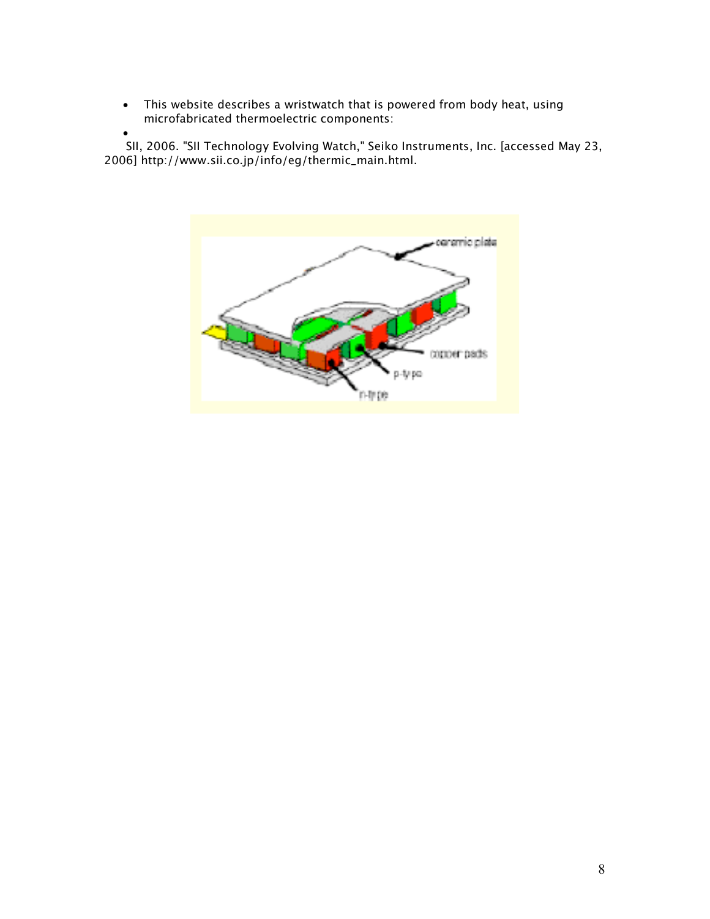- This website describes a wristwatch that is powered from body heat, using microfabricated thermoelectric components:
- 

SII, 2006. "SII Technology Evolving Watch," Seiko Instruments, Inc. [accessed May 23, 2006] http://www.sii.co.jp/info/eg/thermic_main.html.

ceramic plate

copper pads

p-type

n-type